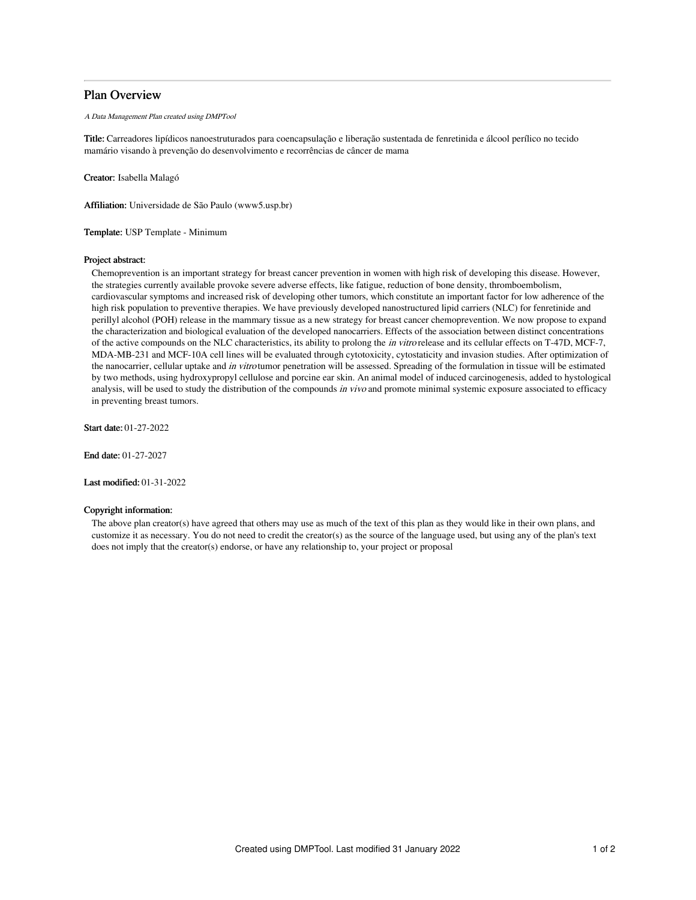# Plan Overview

*A Data Management Plan created using DMPTool*

**Title:** Carreadores lipídicos nanoestruturados para coencapsulação e liberação sustentada de fenretinida e álcool perílico no tecido mamário visando à prevenção do desenvolvimento e recorrências de câncer de mama

**Creator:** Isabella Malagó

**Affiliation:** Universidade de São Paulo (www5.usp.br)

**Template:** USP Template - Minimum

**Project abstract:**

Chemoprevention is an important strategy for breast cancer prevention in women with high risk of developing this disease. However, the strategies currently available provoke severe adverse effects, like fatigue, reduction of bone density, thromboembolism, cardiovascular symptoms and increased risk of developing other tumors, which constitute an important factor for low adherence of the high risk population to preventive therapies. We have previously developed nanostructured lipid carriers (NLC) for fenretinide and perillyl alcohol (POH) release in the mammary tissue as a new strategy for breast cancer chemoprevention. We now propose to expand the characterization and biological evaluation of the developed nanocarriers. Effects of the association between distinct concentrations of the active compounds on the NLC characteristics, its ability to prolong the *in vitro* release and its cellular effects on T-47D, MCF-7, MDA-MB-231 and MCF-10A cell lines will be evaluated through cytotoxicity, cytostaticity and invasion studies. After optimization of the nanocarrier, cellular uptake and *in vitro* tumor penetration will be assessed. Spreading of the formulation in tissue will be estimated by two methods, using hydroxypropyl cellulose and porcine ear skin. An animal model of induced carcinogenesis, added to hystological analysis, will be used to study the distribution of the compounds *in vivo* and promote minimal systemic exposure associated to efficacy in preventing breast tumors.

**Start date:** 01-27-2022

**End date:** 01-27-2027

**Last modified:** 01-31-2022

**Copyright information:**

The above plan creator(s) have agreed that others may use as much of the text of this plan as they would like in their own plans, and customize it as necessary. You do not need to credit the creator(s) as the source of the language used, but using any of the plan's text does not imply that the creator(s) endorse, or have any relationship to, your project or proposal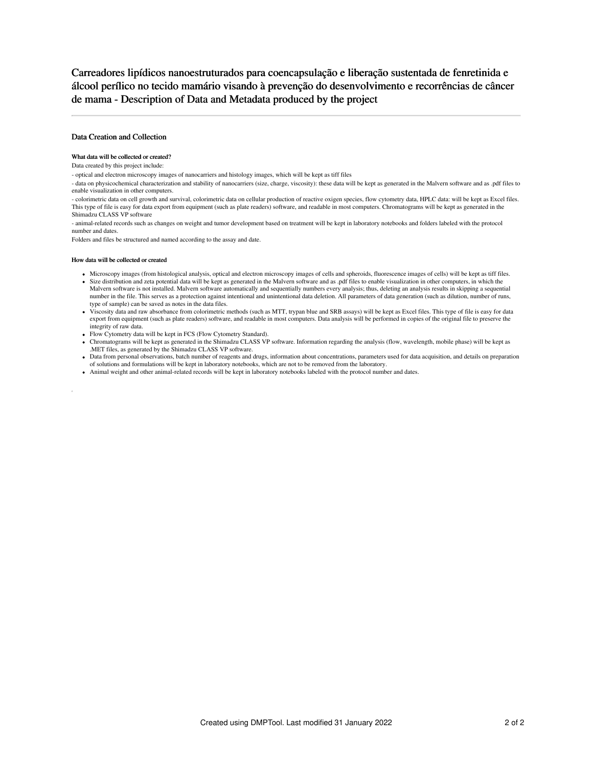# Carreadores lipídicos nanoestruturados para coencapsulação e liberação sustentada de fenretinida e álcool perílico no tecido mamário visando à prevenção do desenvolvimento e recorrências de câncer de mama - Description of Data and Metadata produced by the project

---

## Data Creation and Collection

### What data will be collected or created?

Data created by this project include:

- optical and electron microscopy images of nanocarriers and histology images, which will be kept as tiff files

- data on physicochemical characterization and stability of nanocarriers (size, charge, viscosity): these data will be kept as generated in the Malvern software and as .pdf files to enable visualization in other computers.

- colorimetric data on cell growth and survival, colorimetric data on cellular production of reactive oxigen species, flow cytometry data, HPLC data: will be kept as Excel files. This type of file is easy for data export from equipment (such as plate readers) software, and readable in most computers. Chromatograms will be kept as generated in the Shimadzu CLASS VP software

- animal-related records such as changes on weight and tumor development based on treatment will be kept in laboratory notebooks and folders labeled with the protocol number and dates.

Folders and files be structured and named according to the assay and date.

### How data will be collected or created

- Microscopy images (from histological analysis, optical and electron microscopy images of cells and spheroids, fluorescence images of cells) will be kept as tiff files.
- Size distribution and zeta potential data will be kept as generated in the Malvern software and as .pdf files to enable visualization in other computers, in which the Malvern software is not installed. Malvern software automatically and sequentially numbers every analysis; thus, deleting an analysis results in skipping a sequential number in the file. This serves as a protection against intentional and unintentional data deletion. All parameters of data generation (such as dilution, number of runs, type of sample) can be saved as notes in the data files.
- Viscosity data and raw absorbance from colorimetric methods (such as MTT, trypan blue and SRB assays) will be kept as Excel files. This type of file is easy for data export from equipment (such as plate readers) software, and readable in most computers. Data analysis will be performed in copies of the original file to preserve the integrity of raw data.
- Flow Cytometry data will be kept in FCS (Flow Cytometry Standard).
- Chromatograms will be kept as generated in the Shimadzu CLASS VP software. Information regarding the analysis (flow, wavelength, mobile phase) will be kept as .MET files, as generated by the Shimadzu CLASS VP software.
- Data from personal observations, batch number of reagents and drugs, information about concentrations, parameters used for data acquisition, and details on preparation of solutions and formulations will be kept in laboratory notebooks, which are not to be removed from the laboratory.
- Animal weight and other animal-related records will be kept in laboratory notebooks labeled with the protocol number and dates.